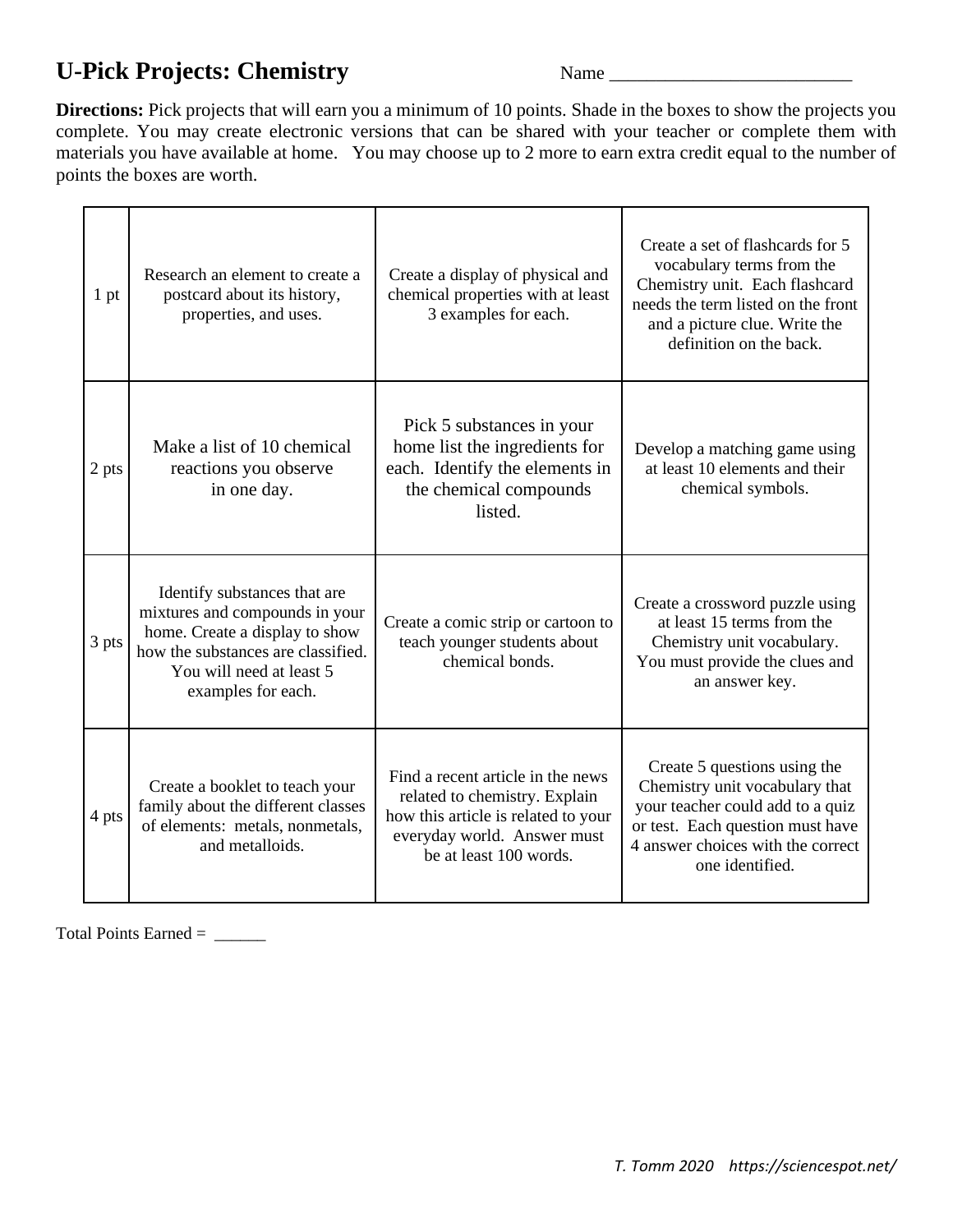# U-Pick Projects: Chemistry

Name ___________________________

**Directions:** Pick projects that will earn you a minimum of 10 points. Shade in the boxes to show the projects you complete. You may create electronic versions that can be shared with your teacher or complete them with materials you have available at home. You may choose up to 2 more to earn extra credit equal to the number of points the boxes are worth.

| | | | |
|---|---|---|---|
| 1 pt | Research an element to create a postcard about its history, properties, and uses. | Create a display of physical and chemical properties with at least 3 examples for each. | Create a set of flashcards for 5 vocabulary terms from the Chemistry unit. Each flashcard needs the term listed on the front and a picture clue. Write the definition on the back. |
| 2 pts | Make a list of 10 chemical reactions you observe in one day. | Pick 5 substances in your home list the ingredients for each. Identify the elements in the chemical compounds listed. | Develop a matching game using at least 10 elements and their chemical symbols. |
| 3 pts | Identify substances that are mixtures and compounds in your home. Create a display to show how the substances are classified. You will need at least 5 examples for each. | Create a comic strip or cartoon to teach younger students about chemical bonds. | Create a crossword puzzle using at least 15 terms from the Chemistry unit vocabulary. You must provide the clues and an answer key. |
| 4 pts | Create a booklet to teach your family about the different classes of elements: metals, nonmetals, and metalloids. | Find a recent article in the news related to chemistry. Explain how this article is related to your everyday world. Answer must be at least 100 words. | Create 5 questions using the Chemistry unit vocabulary that your teacher could add to a quiz or test. Each question must have 4 answer choices with the correct one identified. |

Total Points Earned = ______

*T. Tomm 2020 https://sciencespot.net/*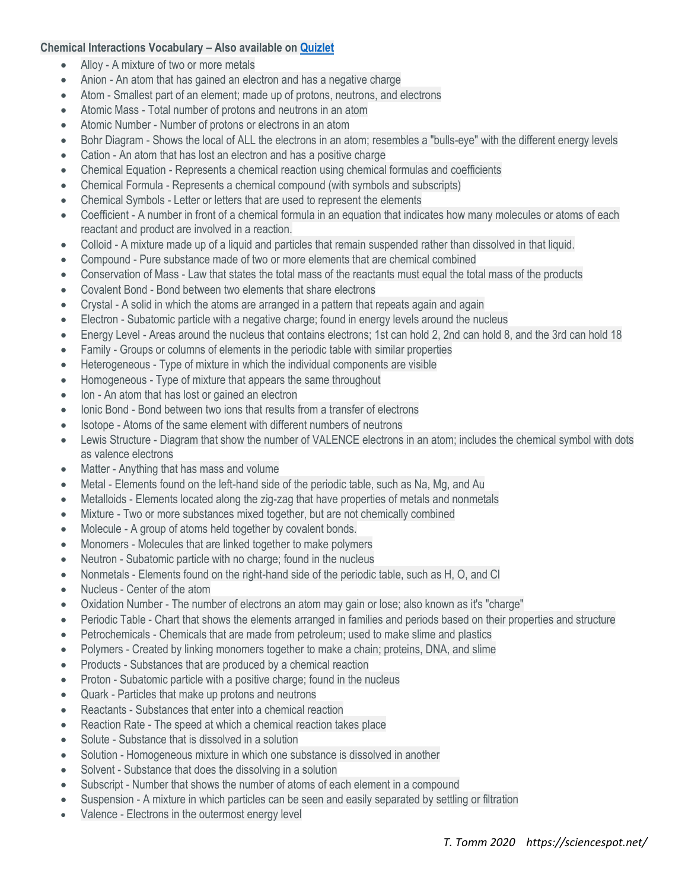**Chemical Interactions Vocabulary – Also available on Quizlet**

- Alloy - A mixture of two or more metals
- Anion - An atom that has gained an electron and has a negative charge
- Atom - Smallest part of an element; made up of protons, neutrons, and electrons
- Atomic Mass - Total number of protons and neutrons in an atom
- Atomic Number - Number of protons or electrons in an atom
- Bohr Diagram - Shows the local of ALL the electrons in an atom; resembles a "bulls-eye" with the different energy levels
- Cation - An atom that has lost an electron and has a positive charge
- Chemical Equation - Represents a chemical reaction using chemical formulas and coefficients
- Chemical Formula - Represents a chemical compound (with symbols and subscripts)
- Chemical Symbols - Letter or letters that are used to represent the elements
- Coefficient - A number in front of a chemical formula in an equation that indicates how many molecules or atoms of each reactant and product are involved in a reaction.
- Colloid - A mixture made up of a liquid and particles that remain suspended rather than dissolved in that liquid.
- Compound - Pure substance made of two or more elements that are chemical combined
- Conservation of Mass - Law that states the total mass of the reactants must equal the total mass of the products
- Covalent Bond - Bond between two elements that share electrons
- Crystal - A solid in which the atoms are arranged in a pattern that repeats again and again
- Electron - Subatomic particle with a negative charge; found in energy levels around the nucleus
- Energy Level - Areas around the nucleus that contains electrons; 1st can hold 2, 2nd can hold 8, and the 3rd can hold 18
- Family - Groups or columns of elements in the periodic table with similar properties
- Heterogeneous - Type of mixture in which the individual components are visible
- Homogeneous - Type of mixture that appears the same throughout
- Ion - An atom that has lost or gained an electron
- Ionic Bond - Bond between two ions that results from a transfer of electrons
- Isotope - Atoms of the same element with different numbers of neutrons
- Lewis Structure - Diagram that show the number of VALENCE electrons in an atom; includes the chemical symbol with dots as valence electrons
- Matter - Anything that has mass and volume
- Metal - Elements found on the left-hand side of the periodic table, such as Na, Mg, and Au
- Metalloids - Elements located along the zig-zag that have properties of metals and nonmetals
- Mixture - Two or more substances mixed together, but are not chemically combined
- Molecule - A group of atoms held together by covalent bonds.
- Monomers - Molecules that are linked together to make polymers
- Neutron - Subatomic particle with no charge; found in the nucleus
- Nonmetals - Elements found on the right-hand side of the periodic table, such as H, O, and Cl
- Nucleus - Center of the atom
- Oxidation Number - The number of electrons an atom may gain or lose; also known as it's "charge"
- Periodic Table - Chart that shows the elements arranged in families and periods based on their properties and structure
- Petrochemicals - Chemicals that are made from petroleum; used to make slime and plastics
- Polymers - Created by linking monomers together to make a chain; proteins, DNA, and slime
- Products - Substances that are produced by a chemical reaction
- Proton - Subatomic particle with a positive charge; found in the nucleus
- Quark - Particles that make up protons and neutrons
- Reactants - Substances that enter into a chemical reaction
- Reaction Rate - The speed at which a chemical reaction takes place
- Solute - Substance that is dissolved in a solution
- Solution - Homogeneous mixture in which one substance is dissolved in another
- Solvent - Substance that does the dissolving in a solution
- Subscript - Number that shows the number of atoms of each element in a compound
- Suspension - A mixture in which particles can be seen and easily separated by settling or filtration
- Valence - Electrons in the outermost energy level

*T. Tomm 2020 https://sciencespot.net/*